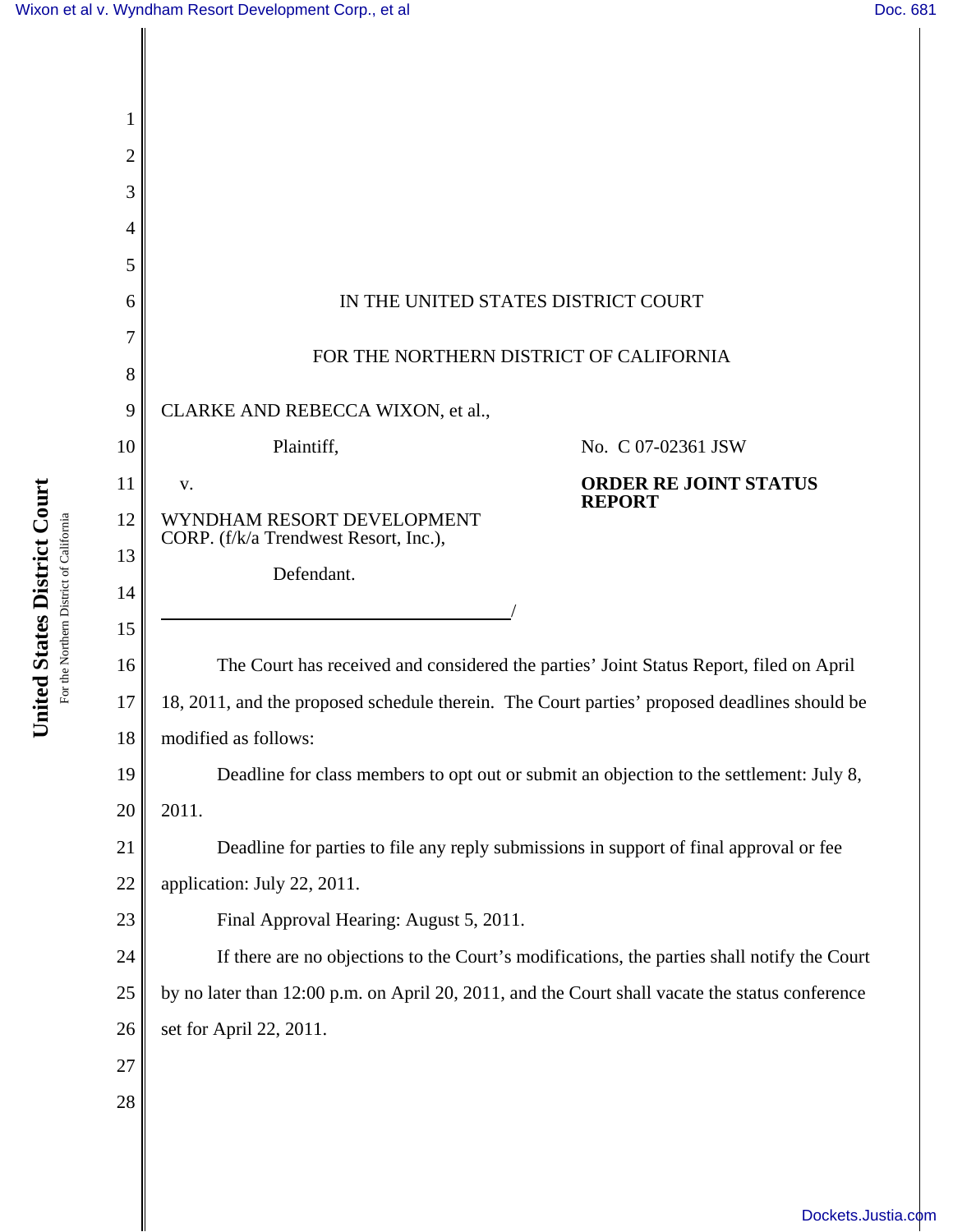IN THE UNITED STATES DISTRICT COURT

FOR THE NORTHERN DISTRICT OF CALIFORNIA

CLARKE AND REBECCA WIXON, et al.,

Plaintiff,

v.

WYNDHAM RESORT DEVELOPMENT CORP. (f/k/a Trendwest Resort, Inc.),

Defendant.

No. C 07-02361 JSW

**ORDER RE JOINT STATUS REPORT**

The Court has received and considered the parties' Joint Status Report, filed on April 18, 2011, and the proposed schedule therein. The Court parties' proposed deadlines should be modified as follows:

Deadline for class members to opt out or submit an objection to the settlement: July 8, 2011.

Deadline for parties to file any reply submissions in support of final approval or fee application: July 22, 2011.

Final Approval Hearing: August 5, 2011.

If there are no objections to the Court's modifications, the parties shall notify the Court by no later than 12:00 p.m. on April 20, 2011, and the Court shall vacate the status conference set for April 22, 2011.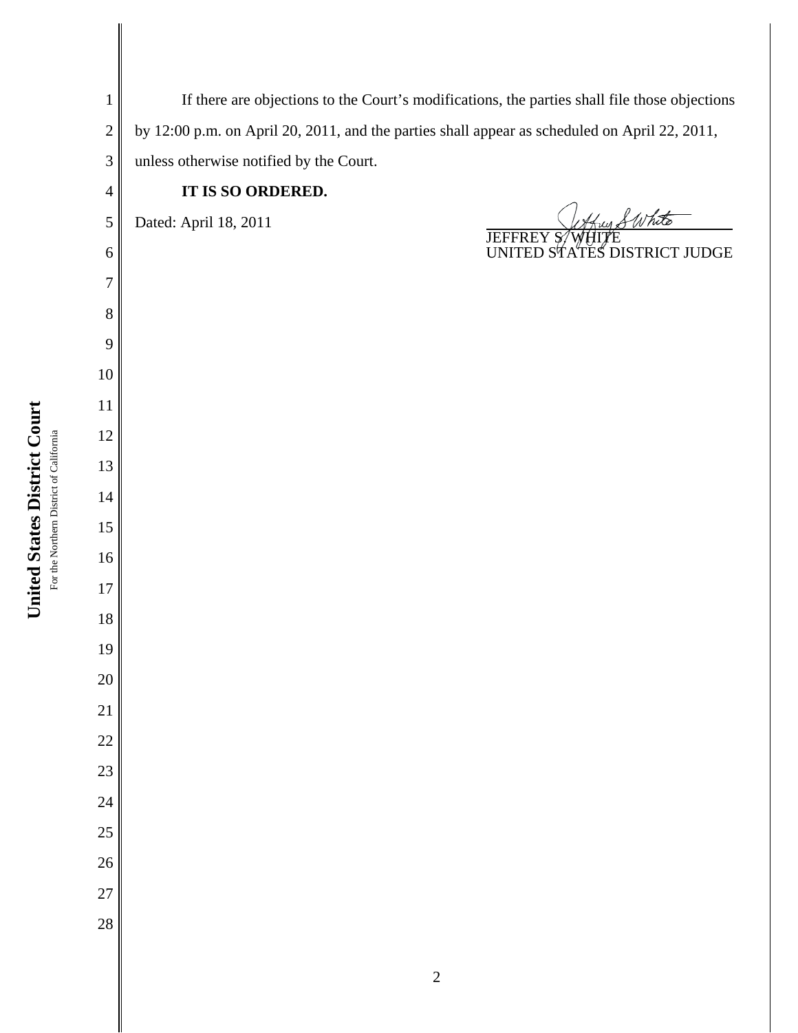If there are objections to the Court's modifications, the parties shall file those objections by 12:00 p.m. on April 20, 2011, and the parties shall appear as scheduled on April 22, 2011, unless otherwise notified by the Court.

**IT IS SO ORDERED.**

Dated: April 18, 2011

JEFFREY S. WHITE
UNITED STATES DISTRICT JUDGE